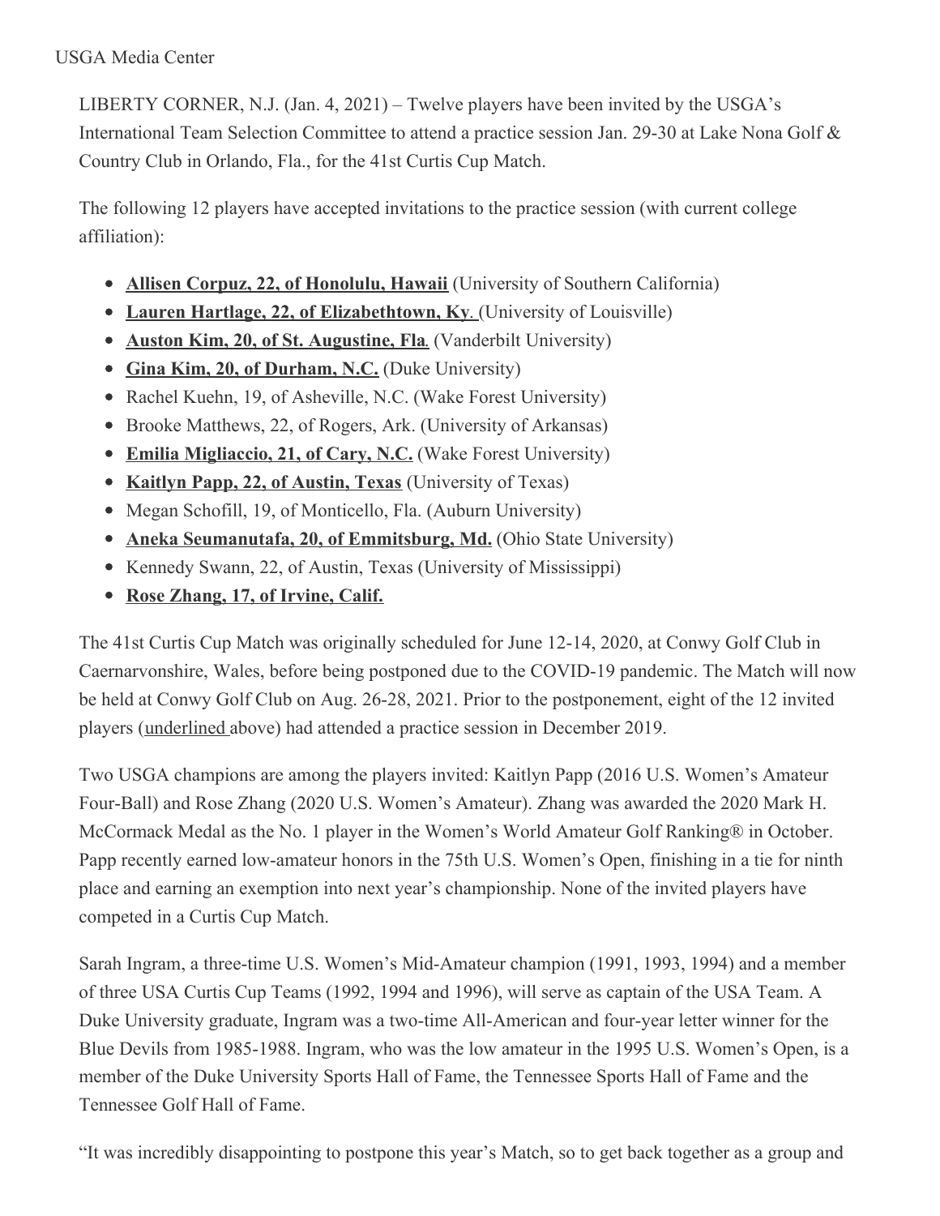USGA Media Center

LIBERTY CORNER, N.J. (Jan. 4, 2021) – Twelve players have been invited by the USGA's International Team Selection Committee to attend a practice session Jan. 29-30 at Lake Nona Golf & Country Club in Orlando, Fla., for the 41st Curtis Cup Match.

The following 12 players have accepted invitations to the practice session (with current college affiliation):

- <u>**Allisen Corpuz, 22, of Honolulu, Hawaii**</u> (University of Southern California)
- <u>**Lauren Hartlage, 22, of Elizabethtown, Ky.**</u> (University of Louisville)
- <u>**Auston Kim, 20, of St. Augustine, Fla.**</u> (Vanderbilt University)
- <u>**Gina Kim, 20, of Durham, N.C.**</u> (Duke University)
- Rachel Kuehn, 19, of Asheville, N.C. (Wake Forest University)
- Brooke Matthews, 22, of Rogers, Ark. (University of Arkansas)
- <u>**Emilia Migliaccio, 21, of Cary, N.C.**</u> (Wake Forest University)
- <u>**Kaitlyn Papp, 22, of Austin, Texas**</u> (University of Texas)
- Megan Schofill, 19, of Monticello, Fla. (Auburn University)
- <u>**Aneka Seumanutafa, 20, of Emmitsburg, Md.**</u> (Ohio State University)
- Kennedy Swann, 22, of Austin, Texas (University of Mississippi)
- <u>**Rose Zhang, 17, of Irvine, Calif.**</u>

The 41st Curtis Cup Match was originally scheduled for June 12-14, 2020, at Conwy Golf Club in Caernarvonshire, Wales, before being postponed due to the COVID-19 pandemic. The Match will now be held at Conwy Golf Club on Aug. 26-28, 2021. Prior to the postponement, eight of the 12 invited players (<u>underlined</u> above) had attended a practice session in December 2019.

Two USGA champions are among the players invited: Kaitlyn Papp (2016 U.S. Women's Amateur Four-Ball) and Rose Zhang (2020 U.S. Women's Amateur). Zhang was awarded the 2020 Mark H. McCormack Medal as the No. 1 player in the Women's World Amateur Golf Ranking® in October. Papp recently earned low-amateur honors in the 75th U.S. Women's Open, finishing in a tie for ninth place and earning an exemption into next year's championship. None of the invited players have competed in a Curtis Cup Match.

Sarah Ingram, a three-time U.S. Women's Mid-Amateur champion (1991, 1993, 1994) and a member of three USA Curtis Cup Teams (1992, 1994 and 1996), will serve as captain of the USA Team. A Duke University graduate, Ingram was a two-time All-American and four-year letter winner for the Blue Devils from 1985-1988. Ingram, who was the low amateur in the 1995 U.S. Women's Open, is a member of the Duke University Sports Hall of Fame, the Tennessee Sports Hall of Fame and the Tennessee Golf Hall of Fame.

"It was incredibly disappointing to postpone this year's Match, so to get back together as a group and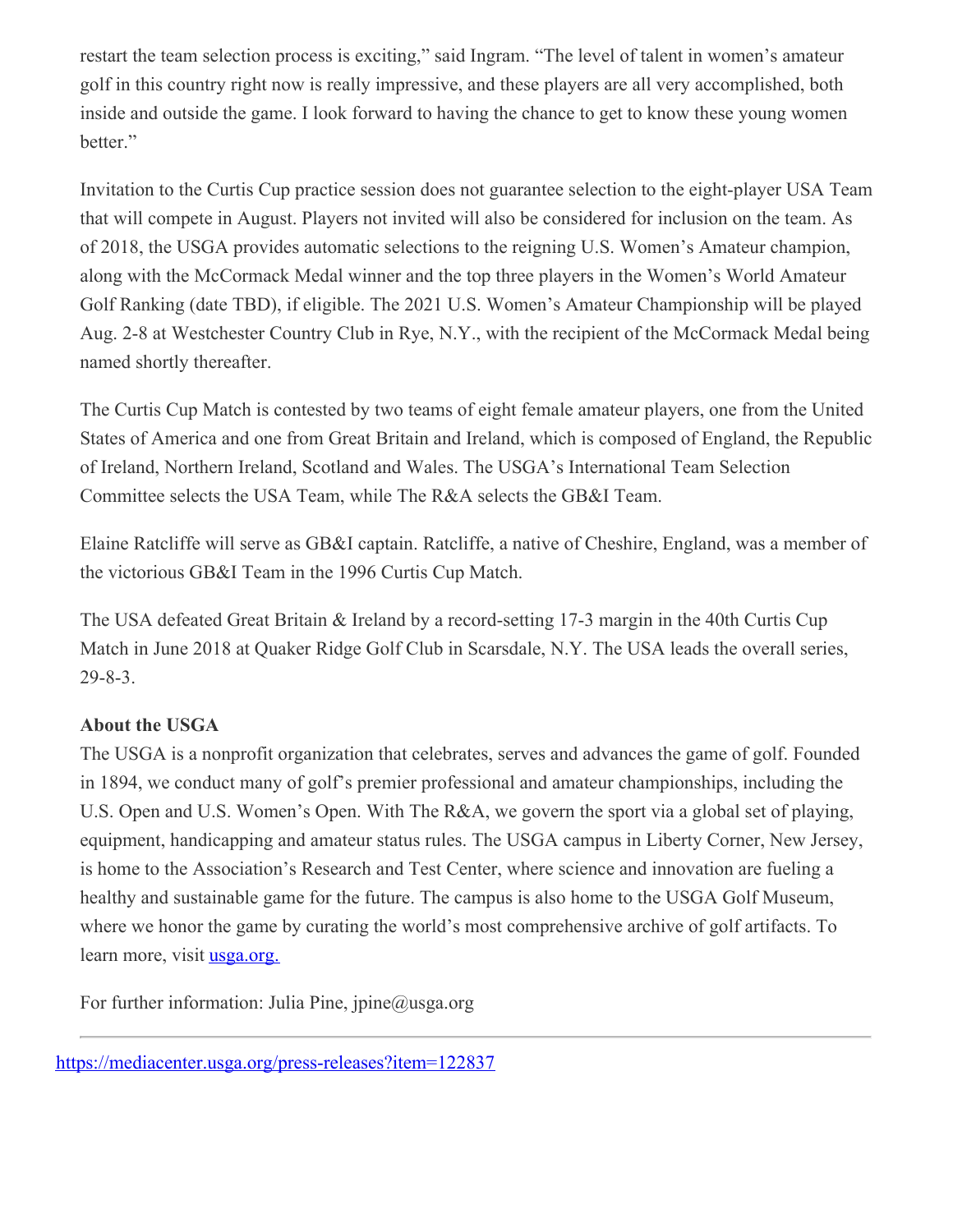restart the team selection process is exciting," said Ingram. "The level of talent in women's amateur golf in this country right now is really impressive, and these players are all very accomplished, both inside and outside the game. I look forward to having the chance to get to know these young women better."

Invitation to the Curtis Cup practice session does not guarantee selection to the eight-player USA Team that will compete in August. Players not invited will also be considered for inclusion on the team. As of 2018, the USGA provides automatic selections to the reigning U.S. Women's Amateur champion, along with the McCormack Medal winner and the top three players in the Women's World Amateur Golf Ranking (date TBD), if eligible. The 2021 U.S. Women's Amateur Championship will be played Aug. 2-8 at Westchester Country Club in Rye, N.Y., with the recipient of the McCormack Medal being named shortly thereafter.

The Curtis Cup Match is contested by two teams of eight female amateur players, one from the United States of America and one from Great Britain and Ireland, which is composed of England, the Republic of Ireland, Northern Ireland, Scotland and Wales. The USGA's International Team Selection Committee selects the USA Team, while The R&A selects the GB&I Team.

Elaine Ratcliffe will serve as GB&I captain. Ratcliffe, a native of Cheshire, England, was a member of the victorious GB&I Team in the 1996 Curtis Cup Match.

The USA defeated Great Britain & Ireland by a record-setting 17-3 margin in the 40th Curtis Cup Match in June 2018 at Quaker Ridge Golf Club in Scarsdale, N.Y. The USA leads the overall series, 29-8-3.

**About the USGA**

The USGA is a nonprofit organization that celebrates, serves and advances the game of golf. Founded in 1894, we conduct many of golf's premier professional and amateur championships, including the U.S. Open and U.S. Women's Open. With The R&A, we govern the sport via a global set of playing, equipment, handicapping and amateur status rules. The USGA campus in Liberty Corner, New Jersey, is home to the Association's Research and Test Center, where science and innovation are fueling a healthy and sustainable game for the future. The campus is also home to the USGA Golf Museum, where we honor the game by curating the world's most comprehensive archive of golf artifacts. To learn more, visit [usga.org.](https://usga.org)

For further information: Julia Pine, jpine@usga.org

---

https://mediacenter.usga.org/press-releases?item=122837